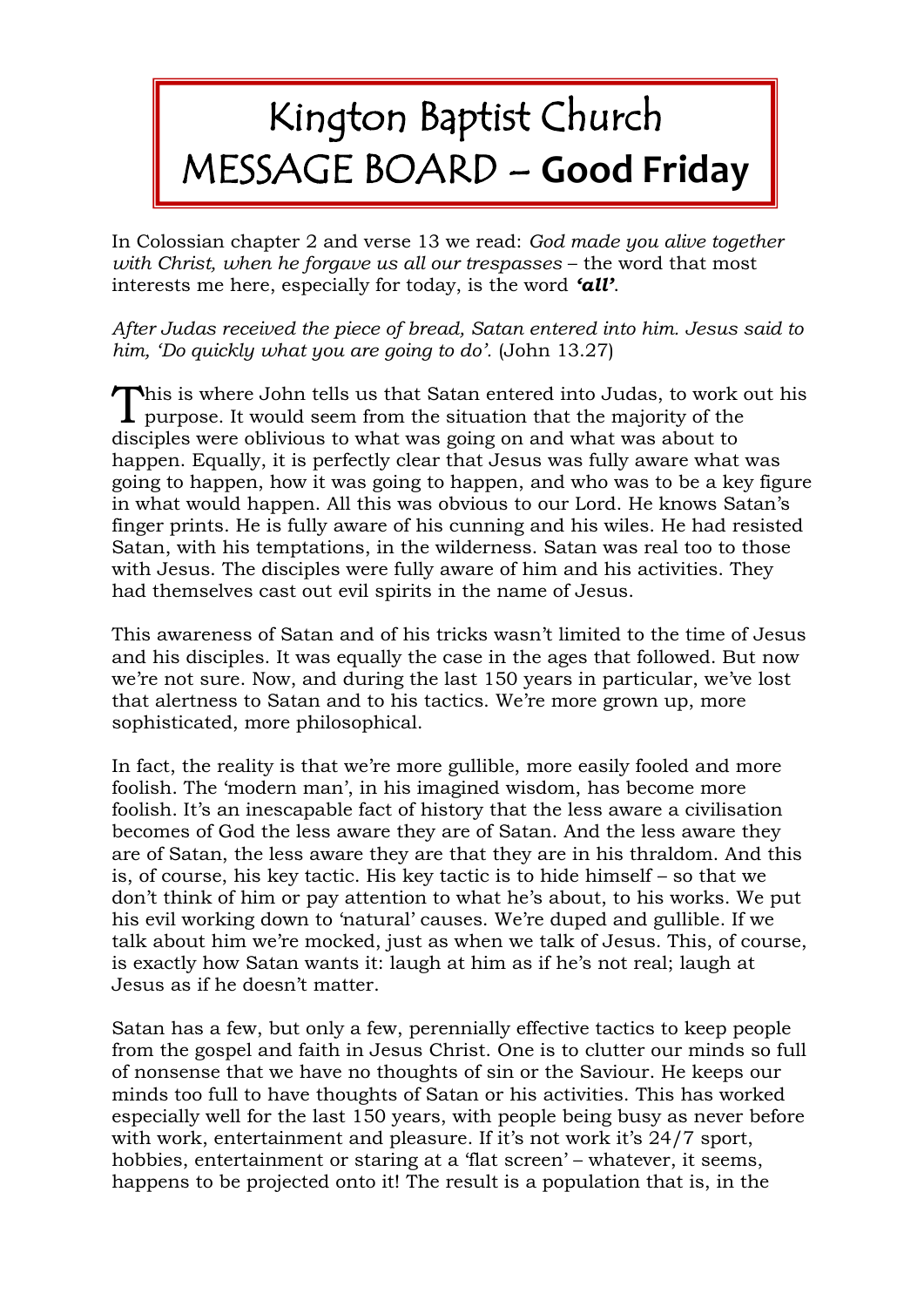# Kington Baptist Church MESSAGE BOARD – Good Friday

In Colossian chapter 2 and verse 13 we read: *God made you alive together with Christ, when he forgave us all our trespasses* – the word that most interests me here, especially for today, is the word ***'all'***.

*After Judas received the piece of bread, Satan entered into him. Jesus said to him, 'Do quickly what you are going to do'.* (John 13.27)

This is where John tells us that Satan entered into Judas, to work out his purpose. It would seem from the situation that the majority of the disciples were oblivious to what was going on and what was about to happen. Equally, it is perfectly clear that Jesus was fully aware what was going to happen, how it was going to happen, and who was to be a key figure in what would happen. All this was obvious to our Lord. He knows Satan's finger prints. He is fully aware of his cunning and his wiles. He had resisted Satan, with his temptations, in the wilderness. Satan was real too to those with Jesus. The disciples were fully aware of him and his activities. They had themselves cast out evil spirits in the name of Jesus.

This awareness of Satan and of his tricks wasn't limited to the time of Jesus and his disciples. It was equally the case in the ages that followed. But now we're not sure. Now, and during the last 150 years in particular, we've lost that alertness to Satan and to his tactics. We're more grown up, more sophisticated, more philosophical.

In fact, the reality is that we're more gullible, more easily fooled and more foolish. The 'modern man', in his imagined wisdom, has become more foolish. It's an inescapable fact of history that the less aware a civilisation becomes of God the less aware they are of Satan. And the less aware they are of Satan, the less aware they are that they are in his thraldom. And this is, of course, his key tactic. His key tactic is to hide himself – so that we don't think of him or pay attention to what he's about, to his works. We put his evil working down to 'natural' causes. We're duped and gullible. If we talk about him we're mocked, just as when we talk of Jesus. This, of course, is exactly how Satan wants it: laugh at him as if he's not real; laugh at Jesus as if he doesn't matter.

Satan has a few, but only a few, perennially effective tactics to keep people from the gospel and faith in Jesus Christ. One is to clutter our minds so full of nonsense that we have no thoughts of sin or the Saviour. He keeps our minds too full to have thoughts of Satan or his activities. This has worked especially well for the last 150 years, with people being busy as never before with work, entertainment and pleasure. If it's not work it's 24/7 sport, hobbies, entertainment or staring at a 'flat screen' – whatever, it seems, happens to be projected onto it! The result is a population that is, in the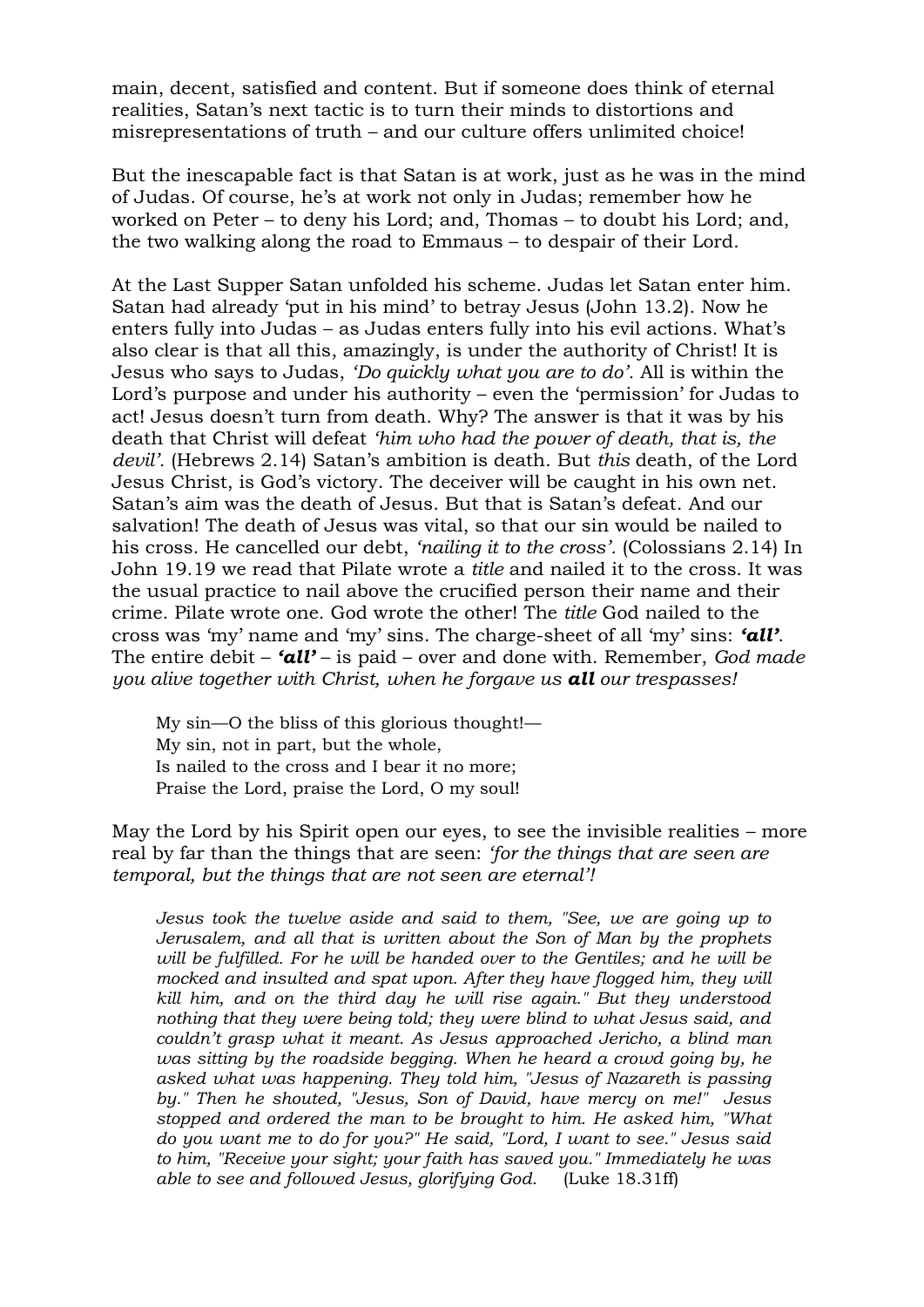main, decent, satisfied and content. But if someone does think of eternal realities, Satan's next tactic is to turn their minds to distortions and misrepresentations of truth – and our culture offers unlimited choice!

But the inescapable fact is that Satan is at work, just as he was in the mind of Judas. Of course, he's at work not only in Judas; remember how he worked on Peter – to deny his Lord; and, Thomas – to doubt his Lord; and, the two walking along the road to Emmaus – to despair of their Lord.

At the Last Supper Satan unfolded his scheme. Judas let Satan enter him. Satan had already 'put in his mind' to betray Jesus (John 13.2). Now he enters fully into Judas – as Judas enters fully into his evil actions. What's also clear is that all this, amazingly, is under the authority of Christ! It is Jesus who says to Judas, *'Do quickly what you are to do'.* All is within the Lord's purpose and under his authority – even the 'permission' for Judas to act! Jesus doesn't turn from death. Why? The answer is that it was by his death that Christ will defeat *'him who had the power of death, that is, the devil'.* (Hebrews 2.14) Satan's ambition is death. But *this* death, of the Lord Jesus Christ, is God's victory. The deceiver will be caught in his own net. Satan's aim was the death of Jesus. But that is Satan's defeat. And our salvation! The death of Jesus was vital, so that our sin would be nailed to his cross. He cancelled our debt, *'nailing it to the cross'.* (Colossians 2.14) In John 19.19 we read that Pilate wrote a *title* and nailed it to the cross. It was the usual practice to nail above the crucified person their name and their crime. Pilate wrote one. God wrote the other! The *title* God nailed to the cross was 'my' name and 'my' sins. The charge-sheet of all 'my' sins: ***'all'***. The entire debit – ***'all'*** – is paid – over and done with. Remember, *God made you alive together with Christ, when he forgave us **all** our trespasses!*

> My sin—O the bliss of this glorious thought!—
> My sin, not in part, but the whole,
> Is nailed to the cross and I bear it no more;
> Praise the Lord, praise the Lord, O my soul!

May the Lord by his Spirit open our eyes, to see the invisible realities – more real by far than the things that are seen: *'for the things that are seen are temporal, but the things that are not seen are eternal'!*

> *Jesus took the twelve aside and said to them, "See, we are going up to Jerusalem, and all that is written about the Son of Man by the prophets will be fulfilled. For he will be handed over to the Gentiles; and he will be mocked and insulted and spat upon. After they have flogged him, they will kill him, and on the third day he will rise again." But they understood nothing that they were being told; they were blind to what Jesus said, and couldn't grasp what it meant. As Jesus approached Jericho, a blind man was sitting by the roadside begging. When he heard a crowd going by, he asked what was happening. They told him, "Jesus of Nazareth is passing by." Then he shouted, "Jesus, Son of David, have mercy on me!" Jesus stopped and ordered the man to be brought to him. He asked him, "What do you want me to do for you?" He said, "Lord, I want to see." Jesus said to him, "Receive your sight; your faith has saved you." Immediately he was able to see and followed Jesus, glorifying God.* (Luke 18.31ff)